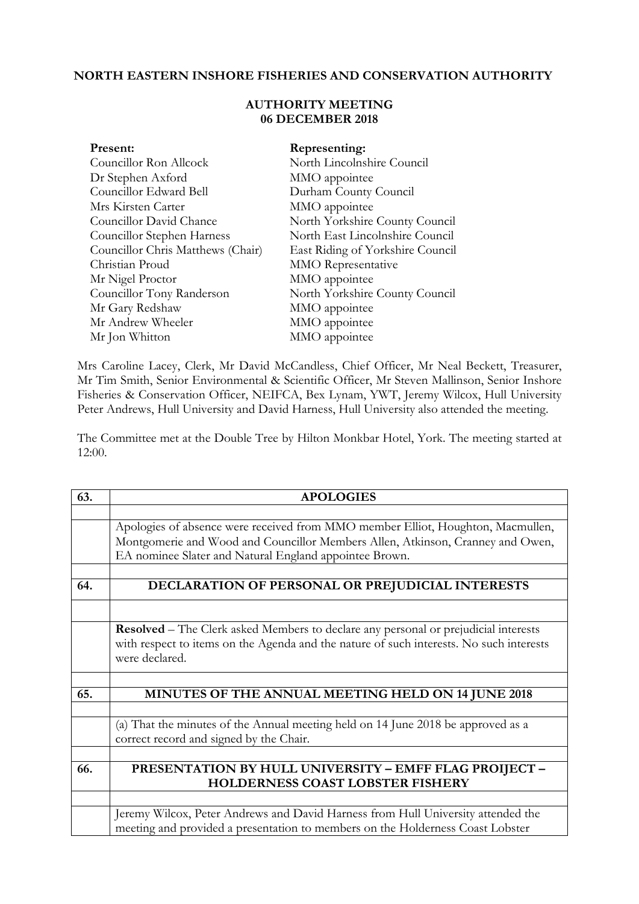# NORTH EASTERN INSHORE FISHERIES AND CONSERVATION AUTHORITY

## AUTHORITY MEETING
## 06 DECEMBER 2018

| **Present:** | **Representing:** |
|---|---|
| Councillor Ron Allcock | North Lincolnshire Council |
| Dr Stephen Axford | MMO appointee |
| Councillor Edward Bell | Durham County Council |
| Mrs Kirsten Carter | MMO appointee |
| Councillor David Chance | North Yorkshire County Council |
| Councillor Stephen Harness | North East Lincolnshire Council |
| Councillor Chris Matthews (Chair) | East Riding of Yorkshire Council |
| Christian Proud | MMO Representative |
| Mr Nigel Proctor | MMO appointee |
| Councillor Tony Randerson | North Yorkshire County Council |
| Mr Gary Redshaw | MMO appointee |
| Mr Andrew Wheeler | MMO appointee |
| Mr Jon Whitton | MMO appointee |

Mrs Caroline Lacey, Clerk, Mr David McCandless, Chief Officer, Mr Neal Beckett, Treasurer, Mr Tim Smith, Senior Environmental & Scientific Officer, Mr Steven Mallinson, Senior Inshore Fisheries & Conservation Officer, NEIFCA, Bex Lynam, YWT, Jeremy Wilcox, Hull University Peter Andrews, Hull University and David Harness, Hull University also attended the meeting.

The Committee met at the Double Tree by Hilton Monkbar Hotel, York. The meeting started at 12:00.

| 63. | **APOLOGIES** |
|---|---|
| | Apologies of absence were received from MMO member Elliot, Houghton, Macmullen, Montgomerie and Wood and Councillor Members Allen, Atkinson, Cranney and Owen, EA nominee Slater and Natural England appointee Brown. |
| **64.** | **DECLARATION OF PERSONAL OR PREJUDICIAL INTERESTS** |
| | **Resolved** – The Clerk asked Members to declare any personal or prejudicial interests with respect to items on the Agenda and the nature of such interests. No such interests were declared. |
| **65.** | **MINUTES OF THE ANNUAL MEETING HELD ON 14 JUNE 2018** |
| | (a) That the minutes of the Annual meeting held on 14 June 2018 be approved as a correct record and signed by the Chair. |
| **66.** | **PRESENTATION BY HULL UNIVERSITY – EMFF FLAG PROIJECT – HOLDERNESS COAST LOBSTER FISHERY** |
| | Jeremy Wilcox, Peter Andrews and David Harness from Hull University attended the meeting and provided a presentation to members on the Holderness Coast Lobster |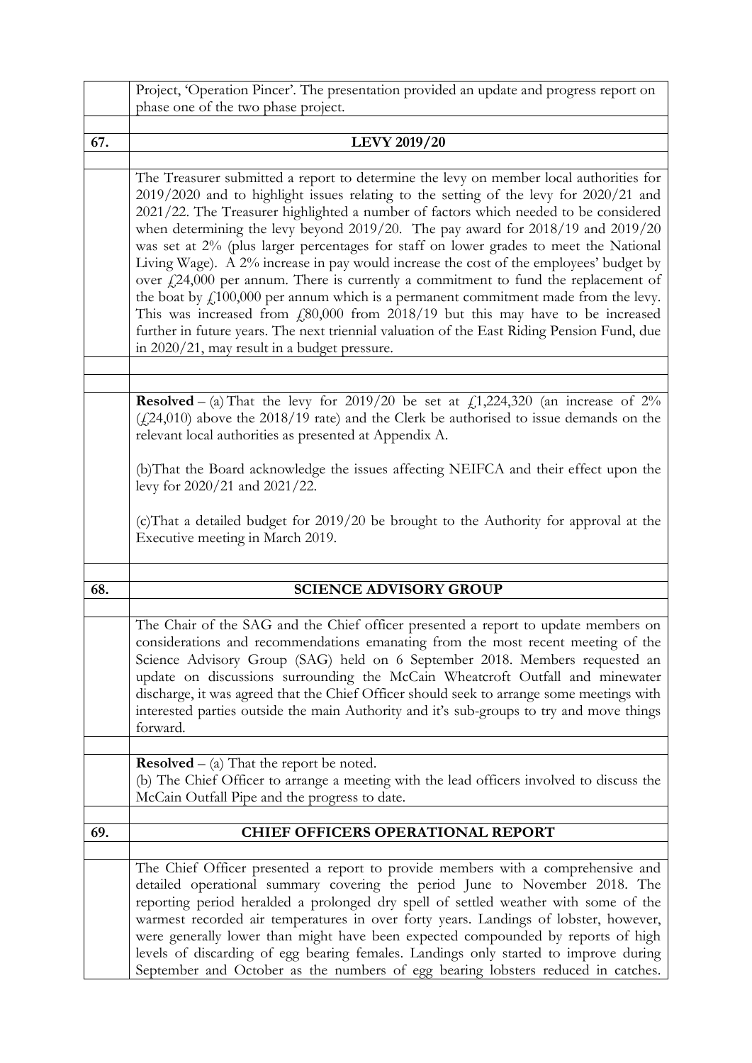Project, 'Operation Pincer'. The presentation provided an update and progress report on phase one of the two phase project.

## 67. LEVY 2019/20

The Treasurer submitted a report to determine the levy on member local authorities for 2019/2020 and to highlight issues relating to the setting of the levy for 2020/21 and 2021/22. The Treasurer highlighted a number of factors which needed to be considered when determining the levy beyond 2019/20. The pay award for 2018/19 and 2019/20 was set at 2% (plus larger percentages for staff on lower grades to meet the National Living Wage). A 2% increase in pay would increase the cost of the employees' budget by over £24,000 per annum. There is currently a commitment to fund the replacement of the boat by £100,000 per annum which is a permanent commitment made from the levy. This was increased from £80,000 from 2018/19 but this may have to be increased further in future years. The next triennial valuation of the East Riding Pension Fund, due in 2020/21, may result in a budget pressure.

**Resolved** – (a) That the levy for 2019/20 be set at £1,224,320 (an increase of 2% (£24,010) above the 2018/19 rate) and the Clerk be authorised to issue demands on the relevant local authorities as presented at Appendix A.

(b)That the Board acknowledge the issues affecting NEIFCA and their effect upon the levy for 2020/21 and 2021/22.

(c)That a detailed budget for 2019/20 be brought to the Authority for approval at the Executive meeting in March 2019.

## 68. SCIENCE ADVISORY GROUP

The Chair of the SAG and the Chief officer presented a report to update members on considerations and recommendations emanating from the most recent meeting of the Science Advisory Group (SAG) held on 6 September 2018. Members requested an update on discussions surrounding the McCain Wheatcroft Outfall and minewater discharge, it was agreed that the Chief Officer should seek to arrange some meetings with interested parties outside the main Authority and it's sub-groups to try and move things forward.

**Resolved** – (a) That the report be noted.
(b) The Chief Officer to arrange a meeting with the lead officers involved to discuss the McCain Outfall Pipe and the progress to date.

## 69. CHIEF OFFICERS OPERATIONAL REPORT

The Chief Officer presented a report to provide members with a comprehensive and detailed operational summary covering the period June to November 2018. The reporting period heralded a prolonged dry spell of settled weather with some of the warmest recorded air temperatures in over forty years. Landings of lobster, however, were generally lower than might have been expected compounded by reports of high levels of discarding of egg bearing females. Landings only started to improve during September and October as the numbers of egg bearing lobsters reduced in catches.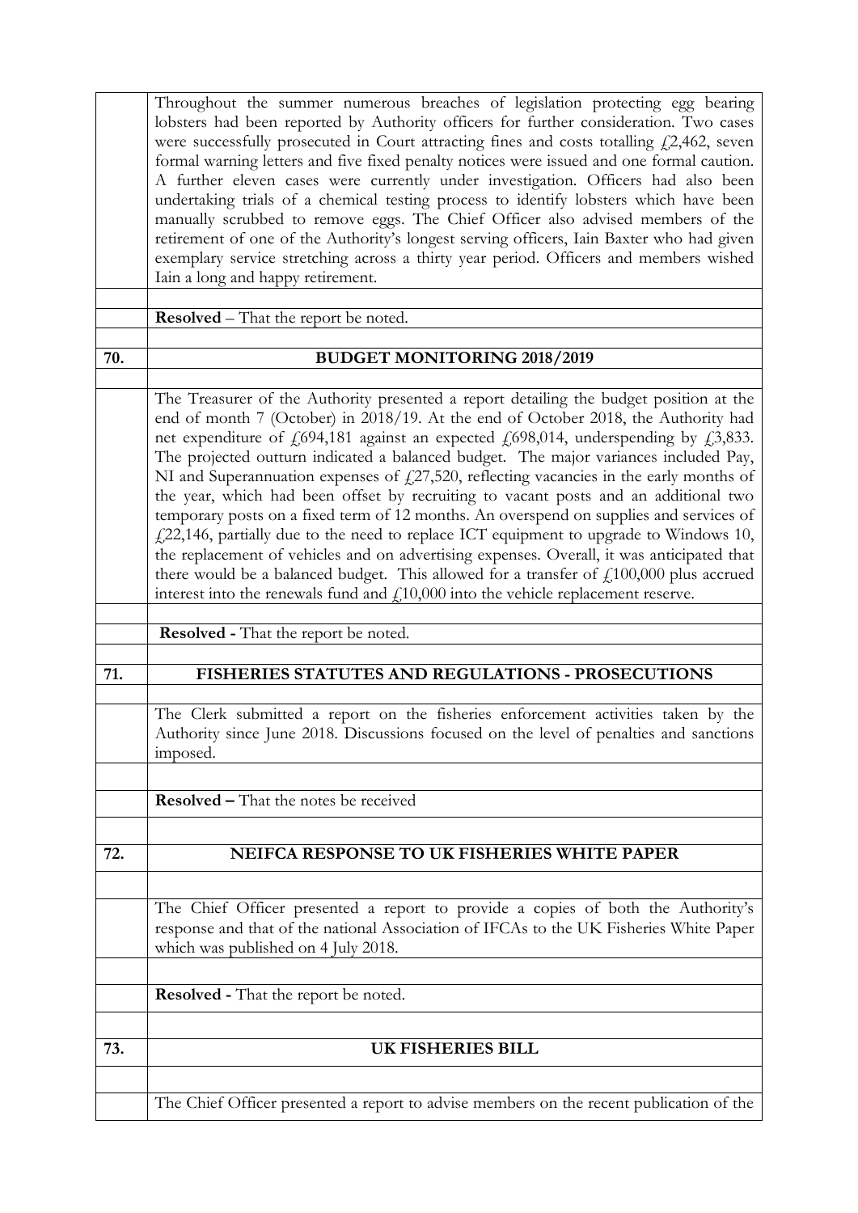| | |
|---|---|
| | Throughout the summer numerous breaches of legislation protecting egg bearing lobsters had been reported by Authority officers for further consideration. Two cases were successfully prosecuted in Court attracting fines and costs totalling £2,462, seven formal warning letters and five fixed penalty notices were issued and one formal caution. A further eleven cases were currently under investigation. Officers had also been undertaking trials of a chemical testing process to identify lobsters which have been manually scrubbed to remove eggs. The Chief Officer also advised members of the retirement of one of the Authority's longest serving officers, Iain Baxter who had given exemplary service stretching across a thirty year period. Officers and members wished Iain a long and happy retirement. |
| | |
| | **Resolved** – That the report be noted. |
| | |
| **70.** | **BUDGET MONITORING 2018/2019** |
| | |
| | The Treasurer of the Authority presented a report detailing the budget position at the end of month 7 (October) in 2018/19. At the end of October 2018, the Authority had net expenditure of £694,181 against an expected £698,014, underspending by £3,833. The projected outturn indicated a balanced budget. The major variances included Pay, NI and Superannuation expenses of £27,520, reflecting vacancies in the early months of the year, which had been offset by recruiting to vacant posts and an additional two temporary posts on a fixed term of 12 months. An overspend on supplies and services of £22,146, partially due to the need to replace ICT equipment to upgrade to Windows 10, the replacement of vehicles and on advertising expenses. Overall, it was anticipated that there would be a balanced budget. This allowed for a transfer of £100,000 plus accrued interest into the renewals fund and £10,000 into the vehicle replacement reserve. |
| | |
| | **Resolved -** That the report be noted. |
| | |
| **71.** | **FISHERIES STATUTES AND REGULATIONS - PROSECUTIONS** |
| | |
| | The Clerk submitted a report on the fisheries enforcement activities taken by the Authority since June 2018. Discussions focused on the level of penalties and sanctions imposed. |
| | |
| | **Resolved –** That the notes be received |
| | |
| **72.** | **NEIFCA RESPONSE TO UK FISHERIES WHITE PAPER** |
| | |
| | The Chief Officer presented a report to provide a copies of both the Authority's response and that of the national Association of IFCAs to the UK Fisheries White Paper which was published on 4 July 2018. |
| | |
| | **Resolved -** That the report be noted. |
| | |
| **73.** | **UK FISHERIES BILL** |
| | |
| | The Chief Officer presented a report to advise members on the recent publication of the |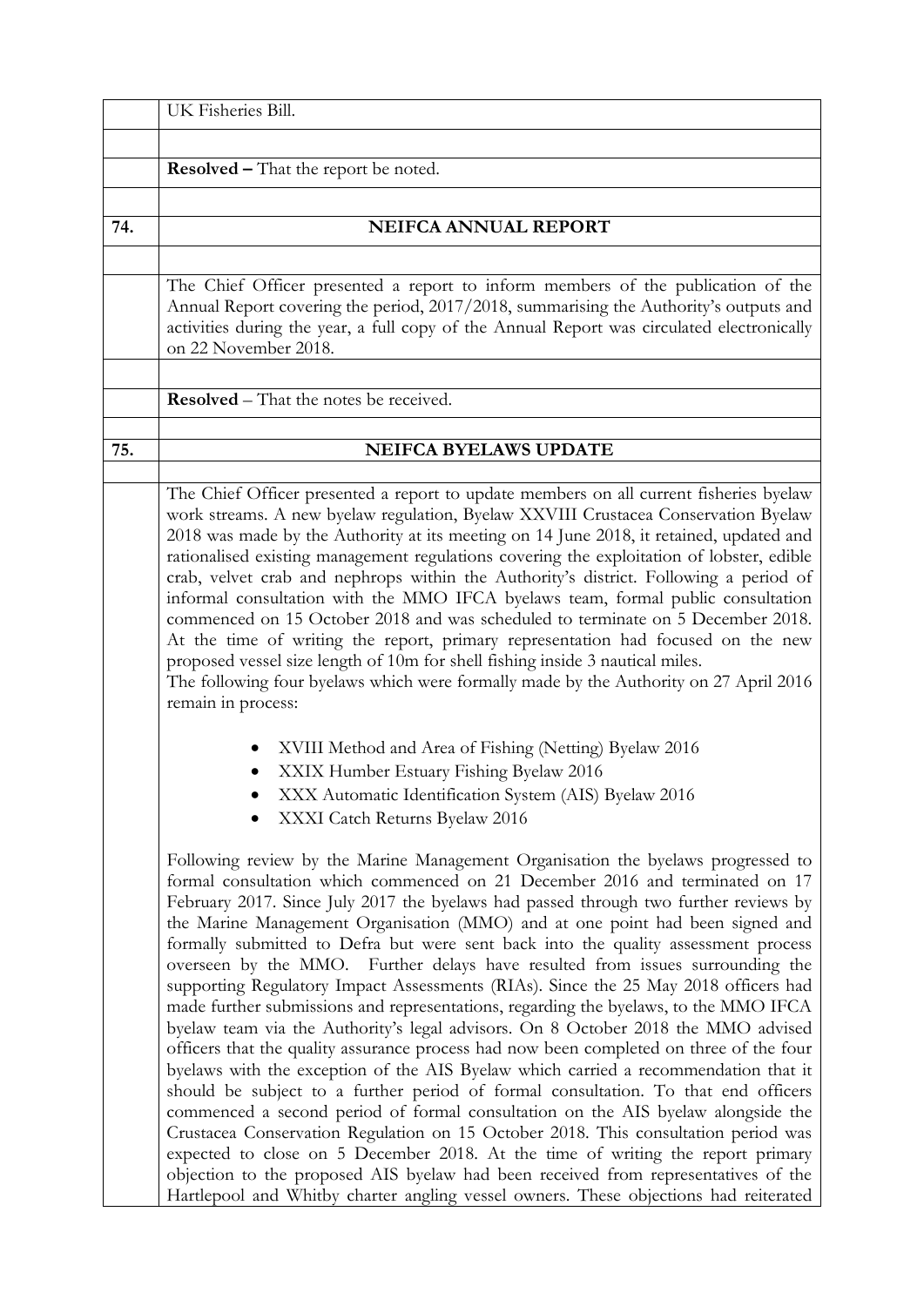UK Fisheries Bill.

**Resolved –** That the report be noted.

## 74. NEIFCA ANNUAL REPORT

The Chief Officer presented a report to inform members of the publication of the Annual Report covering the period, 2017/2018, summarising the Authority's outputs and activities during the year, a full copy of the Annual Report was circulated electronically on 22 November 2018.

**Resolved** – That the notes be received.

## 75. NEIFCA BYELAWS UPDATE

The Chief Officer presented a report to update members on all current fisheries byelaw work streams. A new byelaw regulation, Byelaw XXVIII Crustacea Conservation Byelaw 2018 was made by the Authority at its meeting on 14 June 2018, it retained, updated and rationalised existing management regulations covering the exploitation of lobster, edible crab, velvet crab and nephrops within the Authority's district. Following a period of informal consultation with the MMO IFCA byelaws team, formal public consultation commenced on 15 October 2018 and was scheduled to terminate on 5 December 2018. At the time of writing the report, primary representation had focused on the new proposed vessel size length of 10m for shell fishing inside 3 nautical miles.
The following four byelaws which were formally made by the Authority on 27 April 2016 remain in process:

- XVIII Method and Area of Fishing (Netting) Byelaw 2016
- XXIX Humber Estuary Fishing Byelaw 2016
- XXX Automatic Identification System (AIS) Byelaw 2016
- XXXI Catch Returns Byelaw 2016

Following review by the Marine Management Organisation the byelaws progressed to formal consultation which commenced on 21 December 2016 and terminated on 17 February 2017. Since July 2017 the byelaws had passed through two further reviews by the Marine Management Organisation (MMO) and at one point had been signed and formally submitted to Defra but were sent back into the quality assessment process overseen by the MMO. Further delays have resulted from issues surrounding the supporting Regulatory Impact Assessments (RIAs). Since the 25 May 2018 officers had made further submissions and representations, regarding the byelaws, to the MMO IFCA byelaw team via the Authority's legal advisors. On 8 October 2018 the MMO advised officers that the quality assurance process had now been completed on three of the four byelaws with the exception of the AIS Byelaw which carried a recommendation that it should be subject to a further period of formal consultation. To that end officers commenced a second period of formal consultation on the AIS byelaw alongside the Crustacea Conservation Regulation on 15 October 2018. This consultation period was expected to close on 5 December 2018. At the time of writing the report primary objection to the proposed AIS byelaw had been received from representatives of the Hartlepool and Whitby charter angling vessel owners. These objections had reiterated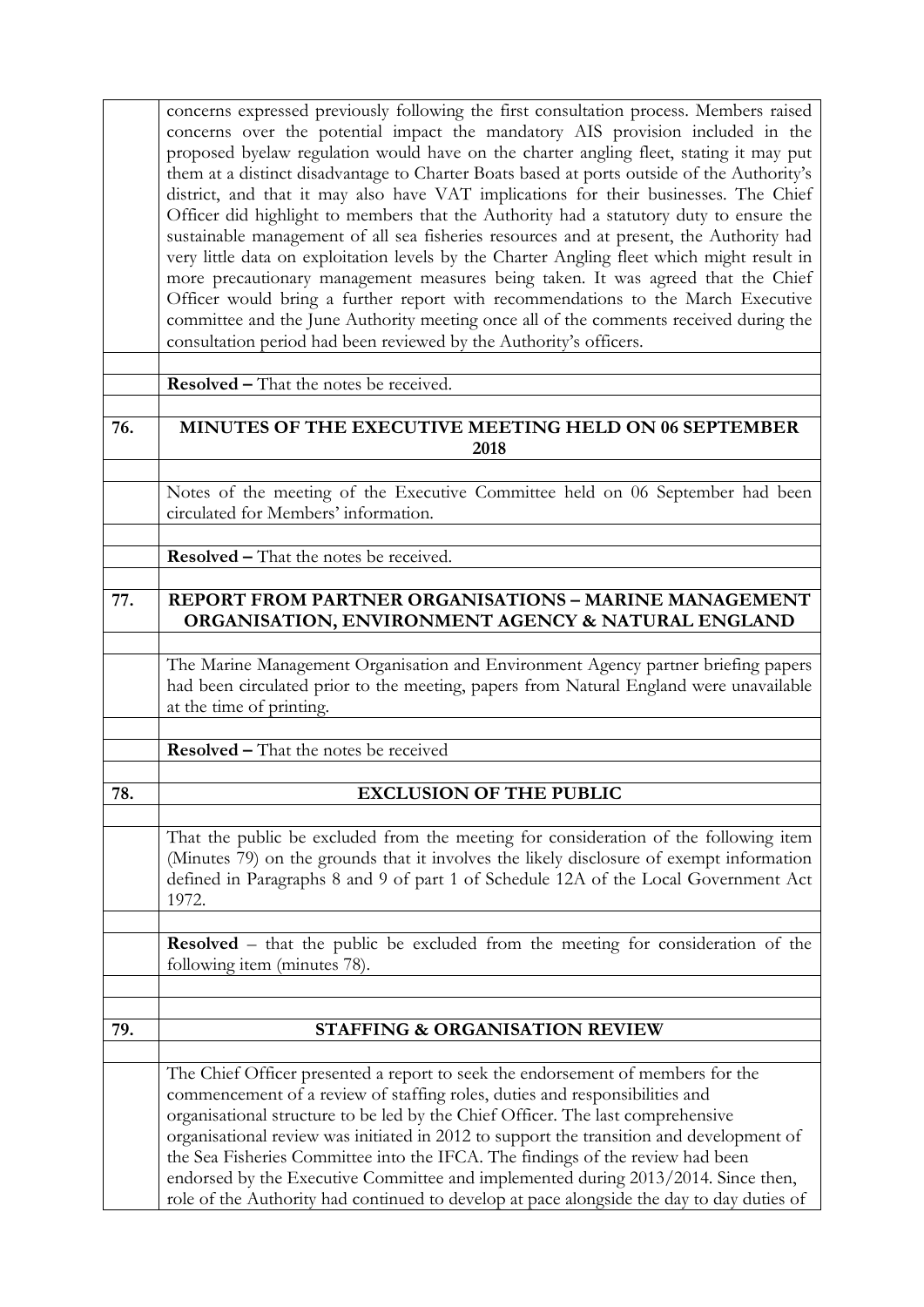| | |
|---|---|
| | concerns expressed previously following the first consultation process. Members raised concerns over the potential impact the mandatory AIS provision included in the proposed byelaw regulation would have on the charter angling fleet, stating it may put them at a distinct disadvantage to Charter Boats based at ports outside of the Authority's district, and that it may also have VAT implications for their businesses. The Chief Officer did highlight to members that the Authority had a statutory duty to ensure the sustainable management of all sea fisheries resources and at present, the Authority had very little data on exploitation levels by the Charter Angling fleet which might result in more precautionary management measures being taken. It was agreed that the Chief Officer would bring a further report with recommendations to the March Executive committee and the June Authority meeting once all of the comments received during the consultation period had been reviewed by the Authority's officers. |
| | |
| | **Resolved –** That the notes be received. |
| | |
| **76.** | **MINUTES OF THE EXECUTIVE MEETING HELD ON 06 SEPTEMBER 2018** |
| | |
| | Notes of the meeting of the Executive Committee held on 06 September had been circulated for Members' information. |
| | |
| | **Resolved –** That the notes be received. |
| | |
| **77.** | **REPORT FROM PARTNER ORGANISATIONS – MARINE MANAGEMENT ORGANISATION, ENVIRONMENT AGENCY & NATURAL ENGLAND** |
| | |
| | The Marine Management Organisation and Environment Agency partner briefing papers had been circulated prior to the meeting, papers from Natural England were unavailable at the time of printing. |
| | |
| | **Resolved –** That the notes be received |
| | |
| **78.** | **EXCLUSION OF THE PUBLIC** |
| | |
| | That the public be excluded from the meeting for consideration of the following item (Minutes 79) on the grounds that it involves the likely disclosure of exempt information defined in Paragraphs 8 and 9 of part 1 of Schedule 12A of the Local Government Act 1972. |
| | |
| | **Resolved** – that the public be excluded from the meeting for consideration of the following item (minutes 78). |
| | |
| | |
| **79.** | **STAFFING & ORGANISATION REVIEW** |
| | |
| | The Chief Officer presented a report to seek the endorsement of members for the commencement of a review of staffing roles, duties and responsibilities and organisational structure to be led by the Chief Officer. The last comprehensive organisational review was initiated in 2012 to support the transition and development of the Sea Fisheries Committee into the IFCA. The findings of the review had been endorsed by the Executive Committee and implemented during 2013/2014. Since then, role of the Authority had continued to develop at pace alongside the day to day duties of |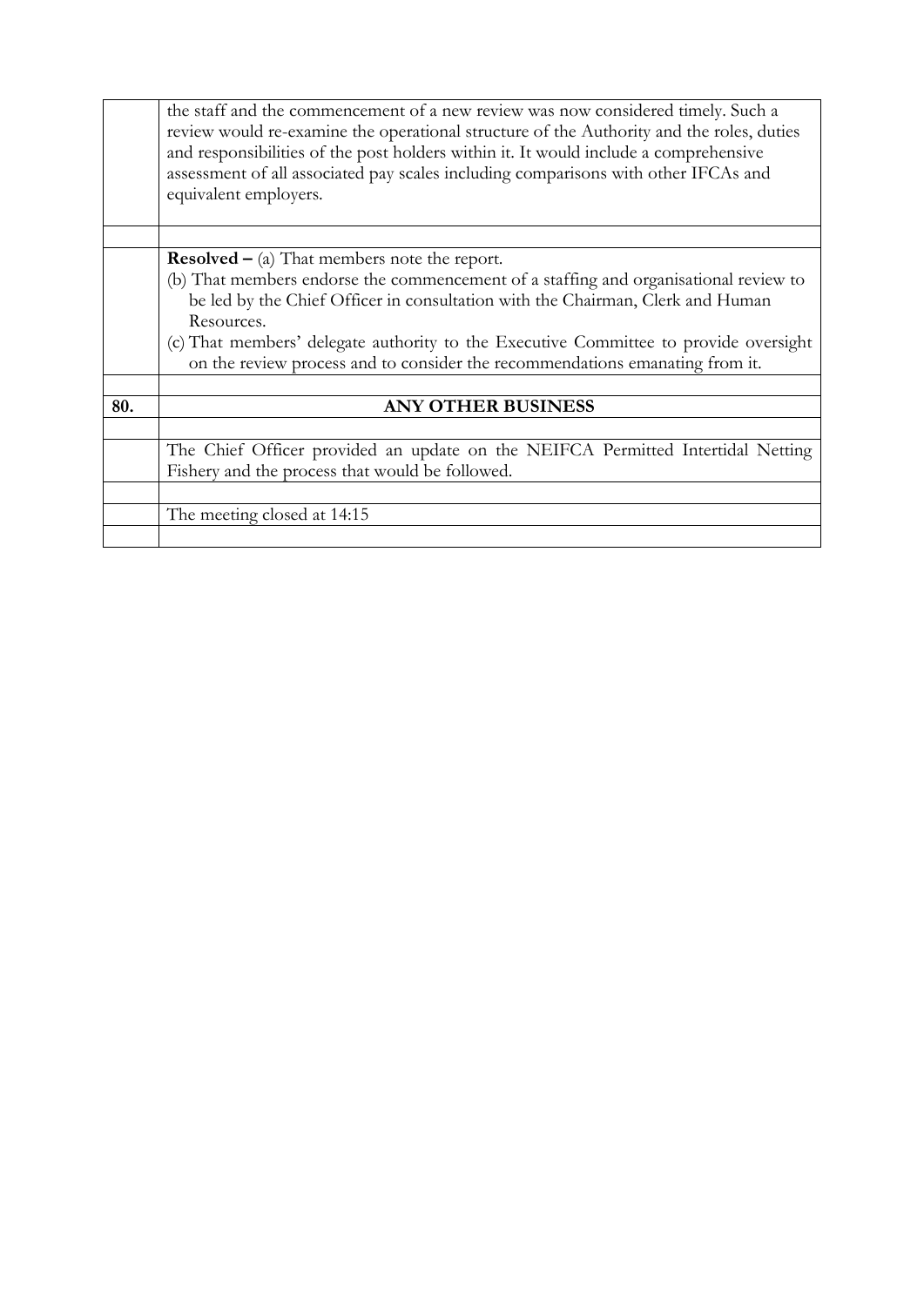| | |
|---|---|
| | the staff and the commencement of a new review was now considered timely. Such a review would re-examine the operational structure of the Authority and the roles, duties and responsibilities of the post holders within it. It would include a comprehensive assessment of all associated pay scales including comparisons with other IFCAs and equivalent employers. |
| | |
| | **Resolved –** (a) That members note the report.<br>(b) That members endorse the commencement of a staffing and organisational review to be led by the Chief Officer in consultation with the Chairman, Clerk and Human Resources.<br>(c) That members' delegate authority to the Executive Committee to provide oversight on the review process and to consider the recommendations emanating from it. |
| | |
| **80.** | **ANY OTHER BUSINESS** |
| | |
| | The Chief Officer provided an update on the NEIFCA Permitted Intertidal Netting Fishery and the process that would be followed. |
| | |
| | The meeting closed at 14:15 |
| | |